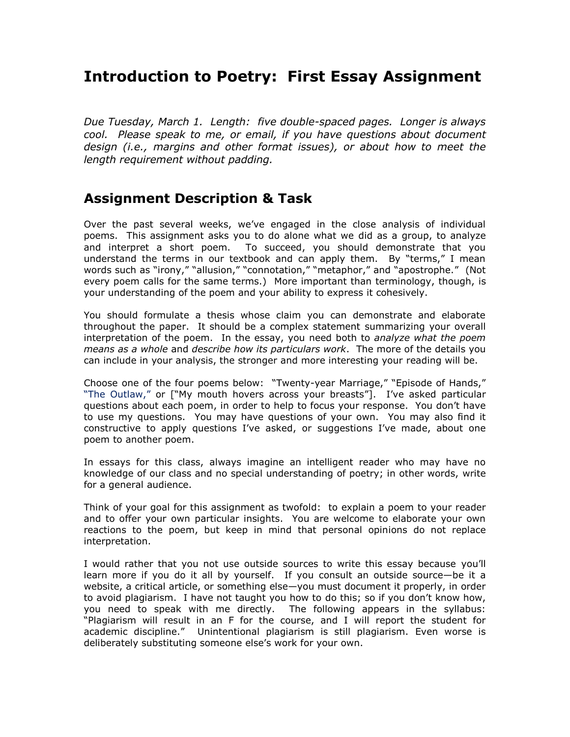# Introduction to Poetry: First Essay Assignment

*Due Tuesday, March 1. Length: five double-spaced pages. Longer is always cool. Please speak to me, or email, if you have questions about document design (i.e., margins and other format issues), or about how to meet the length requirement without padding.*

## Assignment Description & Task

Over the past several weeks, we've engaged in the close analysis of individual poems. This assignment asks you to do alone what we did as a group, to analyze and interpret a short poem. To succeed, you should demonstrate that you understand the terms in our textbook and can apply them. By "terms," I mean words such as "irony," "allusion," "connotation," "metaphor," and "apostrophe." (Not every poem calls for the same terms.) More important than terminology, though, is your understanding of the poem and your ability to express it cohesively.

You should formulate a thesis whose claim you can demonstrate and elaborate throughout the paper. It should be a complex statement summarizing your overall interpretation of the poem. In the essay, you need both to *analyze what the poem means as a whole* and *describe how its particulars work*. The more of the details you can include in your analysis, the stronger and more interesting your reading will be.

Choose one of the four poems below: "Twenty-year Marriage," "Episode of Hands," "The Outlaw," or ["My mouth hovers across your breasts"]. I've asked particular questions about each poem, in order to help to focus your response. You don't have to use my questions. You may have questions of your own. You may also find it constructive to apply questions I've asked, or suggestions I've made, about one poem to another poem.

In essays for this class, always imagine an intelligent reader who may have no knowledge of our class and no special understanding of poetry; in other words, write for a general audience.

Think of your goal for this assignment as twofold: to explain a poem to your reader and to offer your own particular insights. You are welcome to elaborate your own reactions to the poem, but keep in mind that personal opinions do not replace interpretation.

I would rather that you not use outside sources to write this essay because you'll learn more if you do it all by yourself. If you consult an outside source—be it a website, a critical article, or something else—you must document it properly, in order to avoid plagiarism. I have not taught you how to do this; so if you don't know how, you need to speak with me directly. The following appears in the syllabus: "Plagiarism will result in an F for the course, and I will report the student for academic discipline." Unintentional plagiarism is still plagiarism. Even worse is deliberately substituting someone else's work for your own.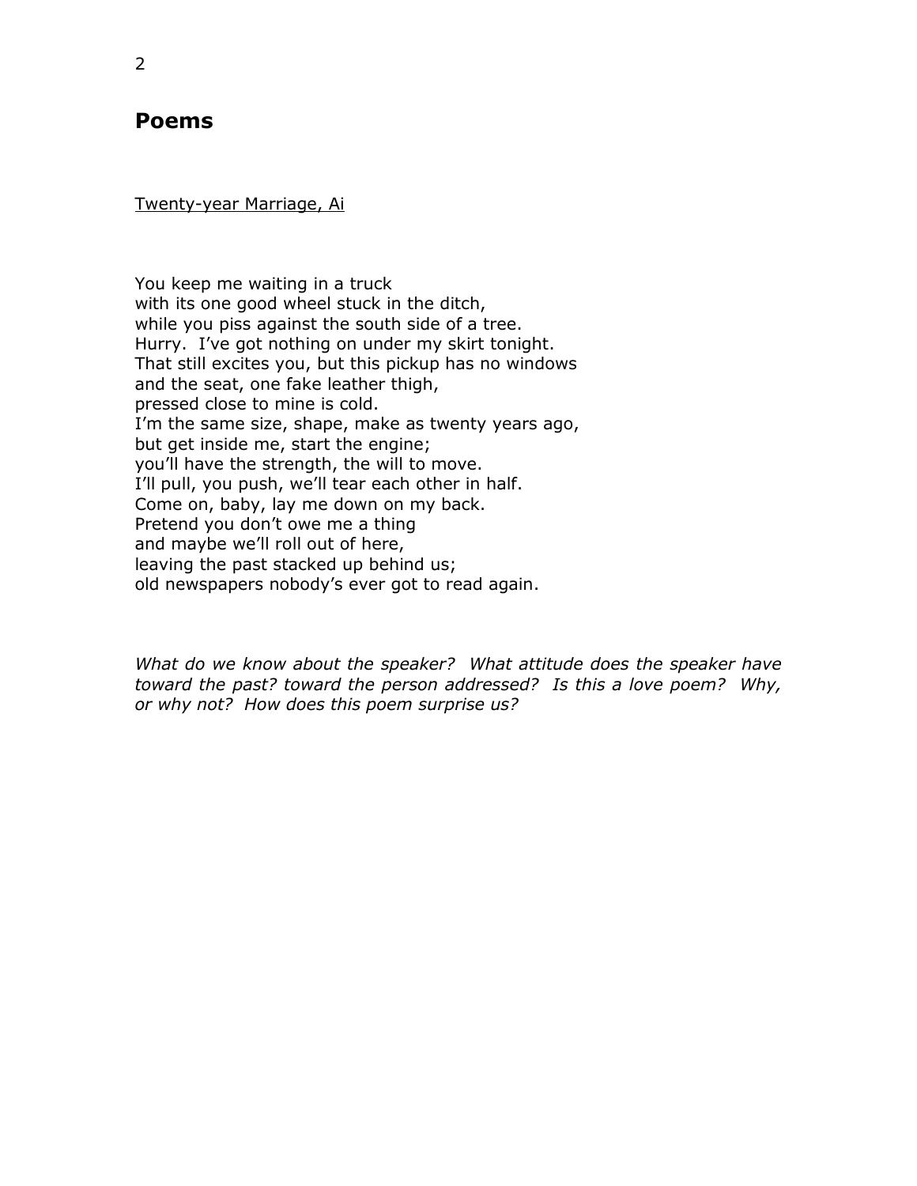## Poems

Twenty-year Marriage, Ai

You keep me waiting in a truck  
with its one good wheel stuck in the ditch,  
while you piss against the south side of a tree.  
Hurry.  I've got nothing on under my skirt tonight.  
That still excites you, but this pickup has no windows  
and the seat, one fake leather thigh,  
pressed close to mine is cold.  
I'm the same size, shape, make as twenty years ago,  
but get inside me, start the engine;  
you'll have the strength, the will to move.  
I'll pull, you push, we'll tear each other in half.  
Come on, baby, lay me down on my back.  
Pretend you don't owe me a thing  
and maybe we'll roll out of here,  
leaving the past stacked up behind us;  
old newspapers nobody's ever got to read again.

*What do we know about the speaker?  What attitude does the speaker have toward the past? toward the person addressed?  Is this a love poem?  Why, or why not?  How does this poem surprise us?*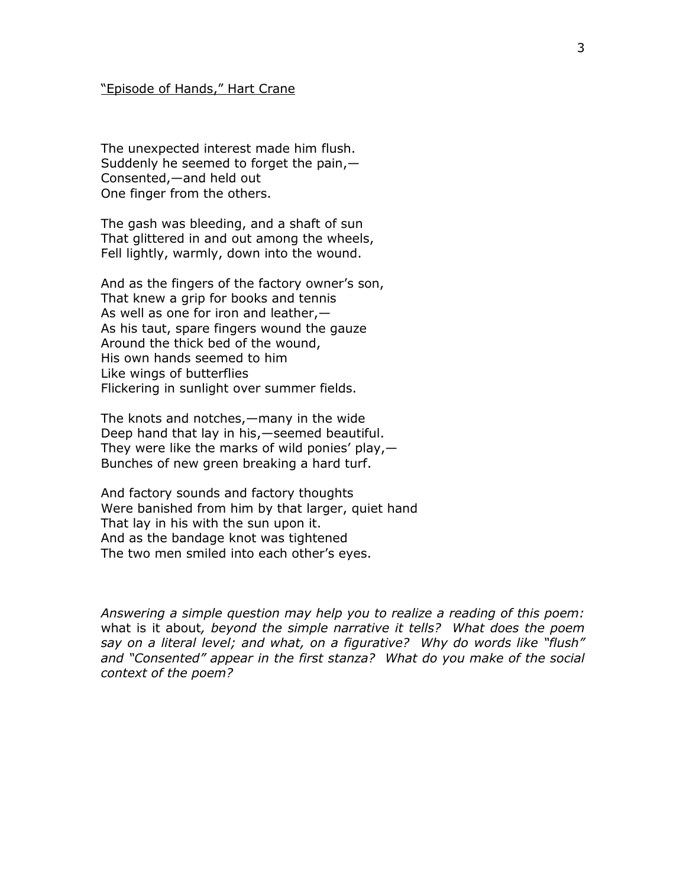<u>"Episode of Hands," Hart Crane</u>

The unexpected interest made him flush.  
Suddenly he seemed to forget the pain,—  
Consented,—and held out  
One finger from the others.

The gash was bleeding, and a shaft of sun  
That glittered in and out among the wheels,  
Fell lightly, warmly, down into the wound.

And as the fingers of the factory owner's son,  
That knew a grip for books and tennis  
As well as one for iron and leather,—  
As his taut, spare fingers wound the gauze  
Around the thick bed of the wound,  
His own hands seemed to him  
Like wings of butterflies  
Flickering in sunlight over summer fields.

The knots and notches,—many in the wide  
Deep hand that lay in his,—seemed beautiful.  
They were like the marks of wild ponies' play,—  
Bunches of new green breaking a hard turf.

And factory sounds and factory thoughts  
Were banished from him by that larger, quiet hand  
That lay in his with the sun upon it.  
And as the bandage knot was tightened  
The two men smiled into each other's eyes.

*Answering a simple question may help you to realize a reading of this poem:* what is it about*, beyond the simple narrative it tells? What does the poem say on a literal level; and what, on a figurative? Why do words like "flush" and "Consented" appear in the first stanza? What do you make of the social context of the poem?*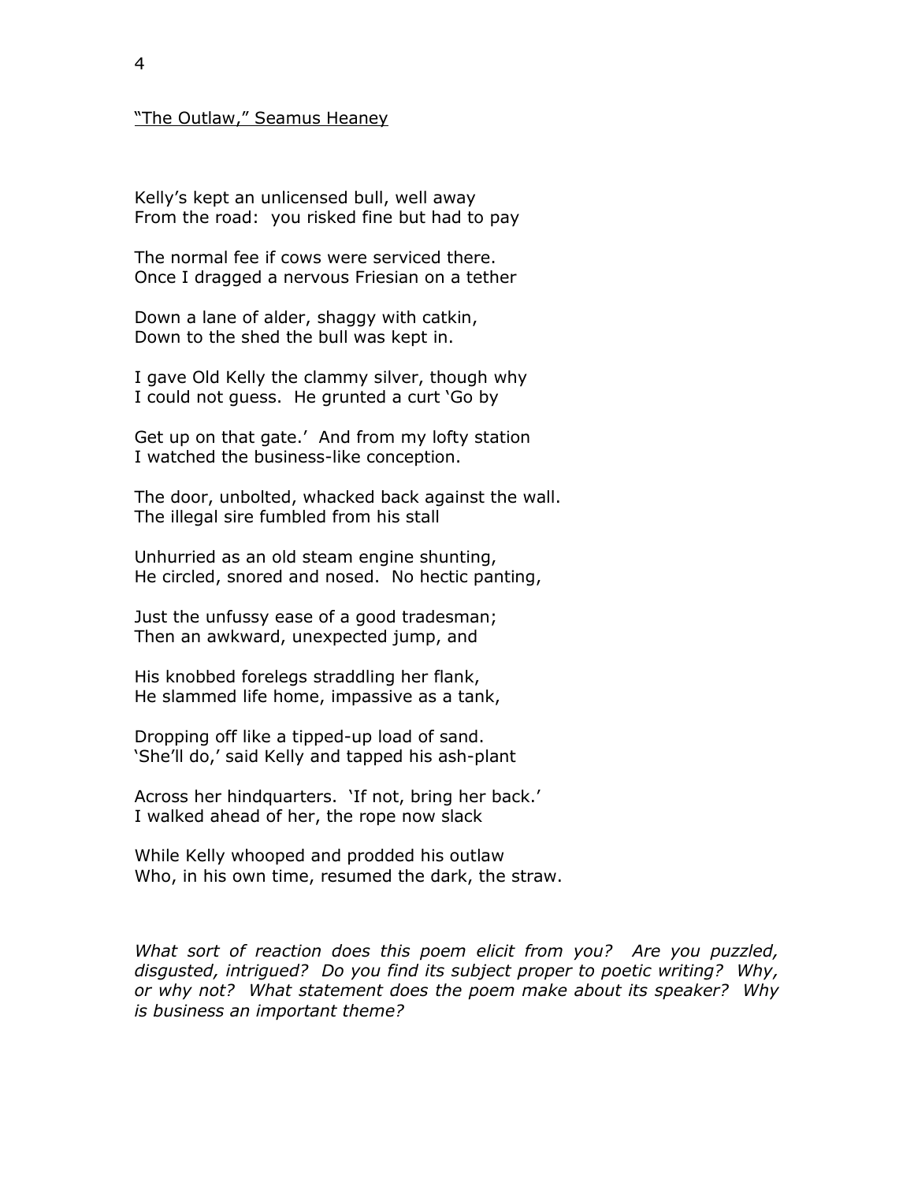"The Outlaw," Seamus Heaney

Kelly's kept an unlicensed bull, well away
From the road: you risked fine but had to pay

The normal fee if cows were serviced there.
Once I dragged a nervous Friesian on a tether

Down a lane of alder, shaggy with catkin,
Down to the shed the bull was kept in.

I gave Old Kelly the clammy silver, though why
I could not guess. He grunted a curt 'Go by

Get up on that gate.' And from my lofty station
I watched the business-like conception.

The door, unbolted, whacked back against the wall.
The illegal sire fumbled from his stall

Unhurried as an old steam engine shunting,
He circled, snored and nosed. No hectic panting,

Just the unfussy ease of a good tradesman;
Then an awkward, unexpected jump, and

His knobbed forelegs straddling her flank,
He slammed life home, impassive as a tank,

Dropping off like a tipped-up load of sand.
'She'll do,' said Kelly and tapped his ash-plant

Across her hindquarters. 'If not, bring her back.'
I walked ahead of her, the rope now slack

While Kelly whooped and prodded his outlaw
Who, in his own time, resumed the dark, the straw.

*What sort of reaction does this poem elicit from you? Are you puzzled, disgusted, intrigued? Do you find its subject proper to poetic writing? Why, or why not? What statement does the poem make about its speaker? Why is business an important theme?*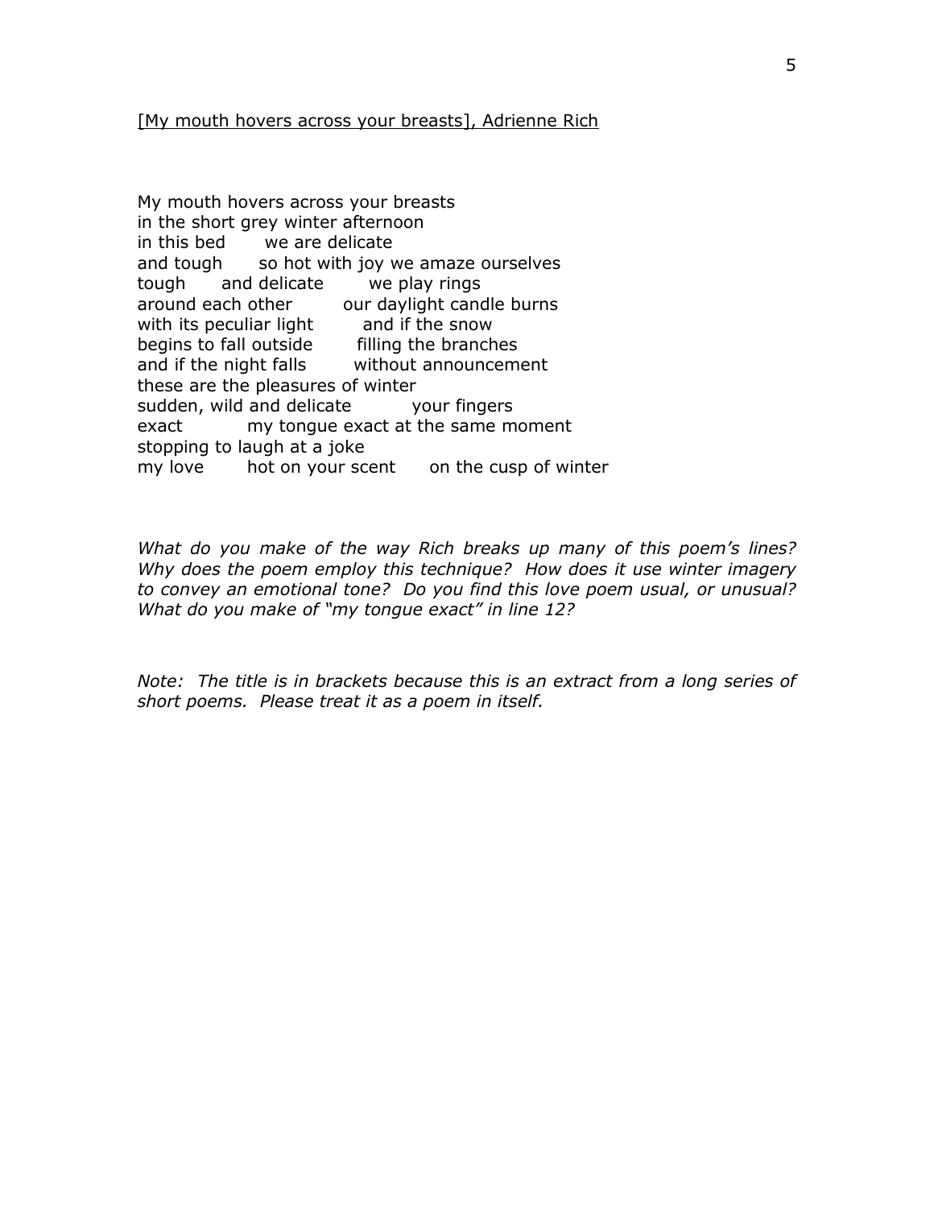[My mouth hovers across your breasts], Adrienne Rich

My mouth hovers across your breasts
in the short grey winter afternoon
in this bed      we are delicate
and tough      so hot with joy we amaze ourselves
tough      and delicate      we play rings
around each other      our daylight candle burns
with its peculiar light      and if the snow
begins to fall outside      filling the branches
and if the night falls      without announcement
these are the pleasures of winter
sudden, wild and delicate      your fingers
exact      my tongue exact at the same moment
stopping to laugh at a joke
my love      hot on your scent      on the cusp of winter

*What do you make of the way Rich breaks up many of this poem's lines? Why does the poem employ this technique? How does it use winter imagery to convey an emotional tone? Do you find this love poem usual, or unusual? What do you make of "my tongue exact" in line 12?*

*Note: The title is in brackets because this is an extract from a long series of short poems. Please treat it as a poem in itself.*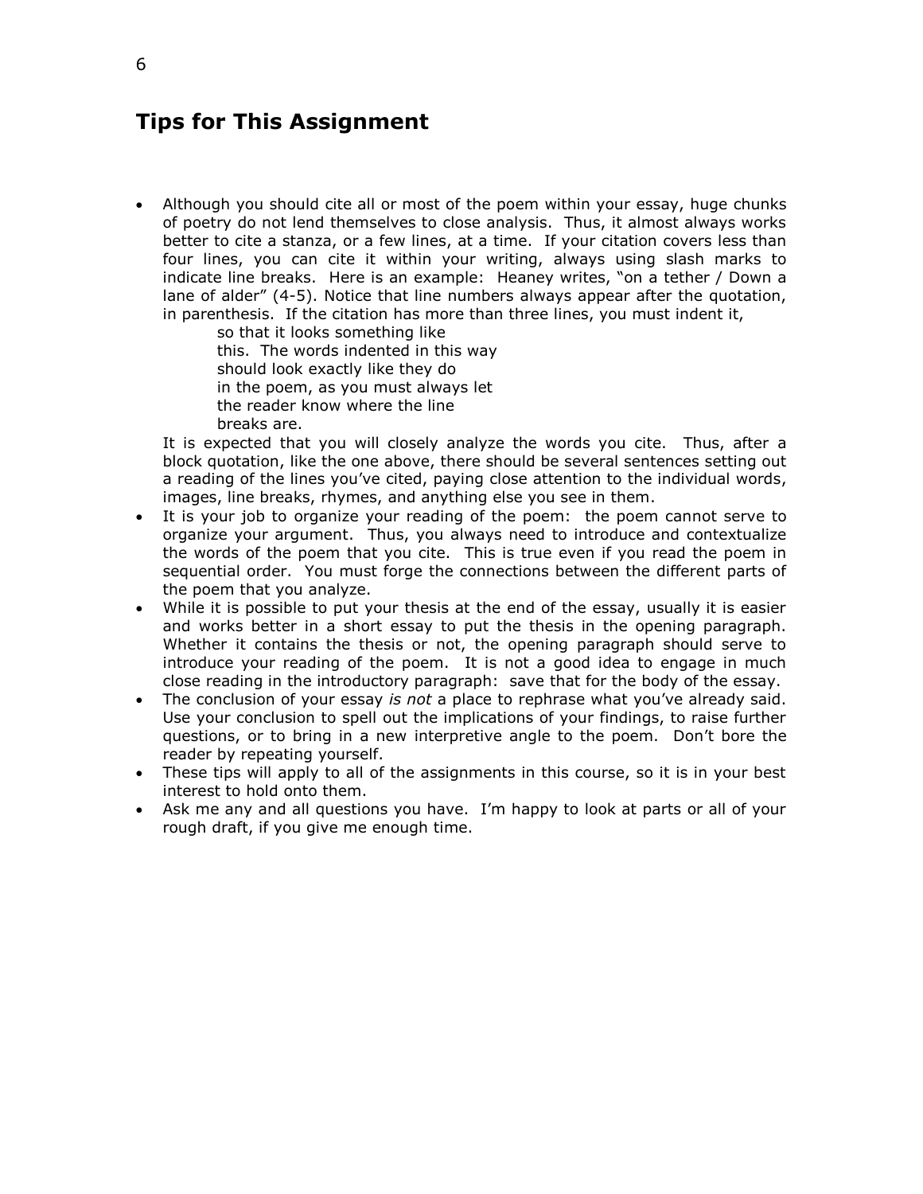## Tips for This Assignment

- Although you should cite all or most of the poem within your essay, huge chunks of poetry do not lend themselves to close analysis. Thus, it almost always works better to cite a stanza, or a few lines, at a time. If your citation covers less than four lines, you can cite it within your writing, always using slash marks to indicate line breaks. Here is an example: Heaney writes, "on a tether / Down a lane of alder" (4-5). Notice that line numbers always appear after the quotation, in parenthesis. If the citation has more than three lines, you must indent it,

  > so that it looks something like  
  > this. The words indented in this way  
  > should look exactly like they do  
  > in the poem, as you must always let  
  > the reader know where the line  
  > breaks are.

  It is expected that you will closely analyze the words you cite. Thus, after a block quotation, like the one above, there should be several sentences setting out a reading of the lines you've cited, paying close attention to the individual words, images, line breaks, rhymes, and anything else you see in them.
- It is your job to organize your reading of the poem: the poem cannot serve to organize your argument. Thus, you always need to introduce and contextualize the words of the poem that you cite. This is true even if you read the poem in sequential order. You must forge the connections between the different parts of the poem that you analyze.
- While it is possible to put your thesis at the end of the essay, usually it is easier and works better in a short essay to put the thesis in the opening paragraph. Whether it contains the thesis or not, the opening paragraph should serve to introduce your reading of the poem. It is not a good idea to engage in much close reading in the introductory paragraph: save that for the body of the essay.
- The conclusion of your essay *is not* a place to rephrase what you've already said. Use your conclusion to spell out the implications of your findings, to raise further questions, or to bring in a new interpretive angle to the poem. Don't bore the reader by repeating yourself.
- These tips will apply to all of the assignments in this course, so it is in your best interest to hold onto them.
- Ask me any and all questions you have. I'm happy to look at parts or all of your rough draft, if you give me enough time.